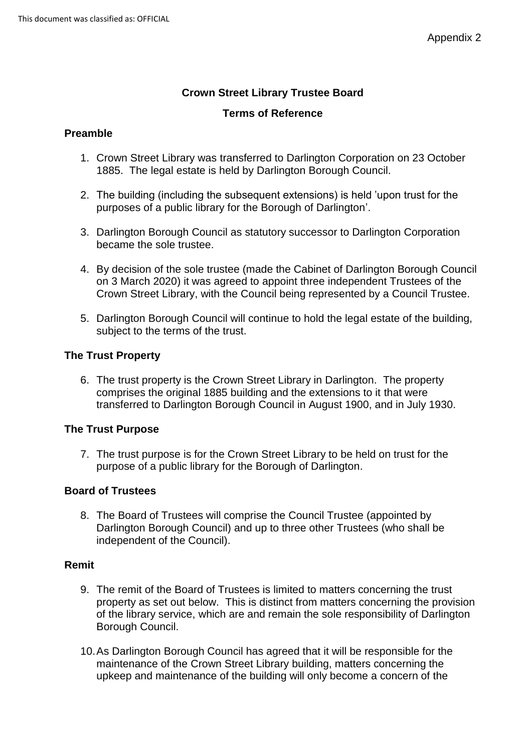Appendix 2

**Crown Street Library Trustee Board**

**Terms of Reference**

**Preamble**

1. Crown Street Library was transferred to Darlington Corporation on 23 October 1885. The legal estate is held by Darlington Borough Council.

2. The building (including the subsequent extensions) is held 'upon trust for the purposes of a public library for the Borough of Darlington'.

3. Darlington Borough Council as statutory successor to Darlington Corporation became the sole trustee.

4. By decision of the sole trustee (made the Cabinet of Darlington Borough Council on 3 March 2020) it was agreed to appoint three independent Trustees of the Crown Street Library, with the Council being represented by a Council Trustee.

5. Darlington Borough Council will continue to hold the legal estate of the building, subject to the terms of the trust.

**The Trust Property**

6. The trust property is the Crown Street Library in Darlington. The property comprises the original 1885 building and the extensions to it that were transferred to Darlington Borough Council in August 1900, and in July 1930.

**The Trust Purpose**

7. The trust purpose is for the Crown Street Library to be held on trust for the purpose of a public library for the Borough of Darlington.

**Board of Trustees**

8. The Board of Trustees will comprise the Council Trustee (appointed by Darlington Borough Council) and up to three other Trustees (who shall be independent of the Council).

**Remit**

9. The remit of the Board of Trustees is limited to matters concerning the trust property as set out below. This is distinct from matters concerning the provision of the library service, which are and remain the sole responsibility of Darlington Borough Council.

10. As Darlington Borough Council has agreed that it will be responsible for the maintenance of the Crown Street Library building, matters concerning the upkeep and maintenance of the building will only become a concern of the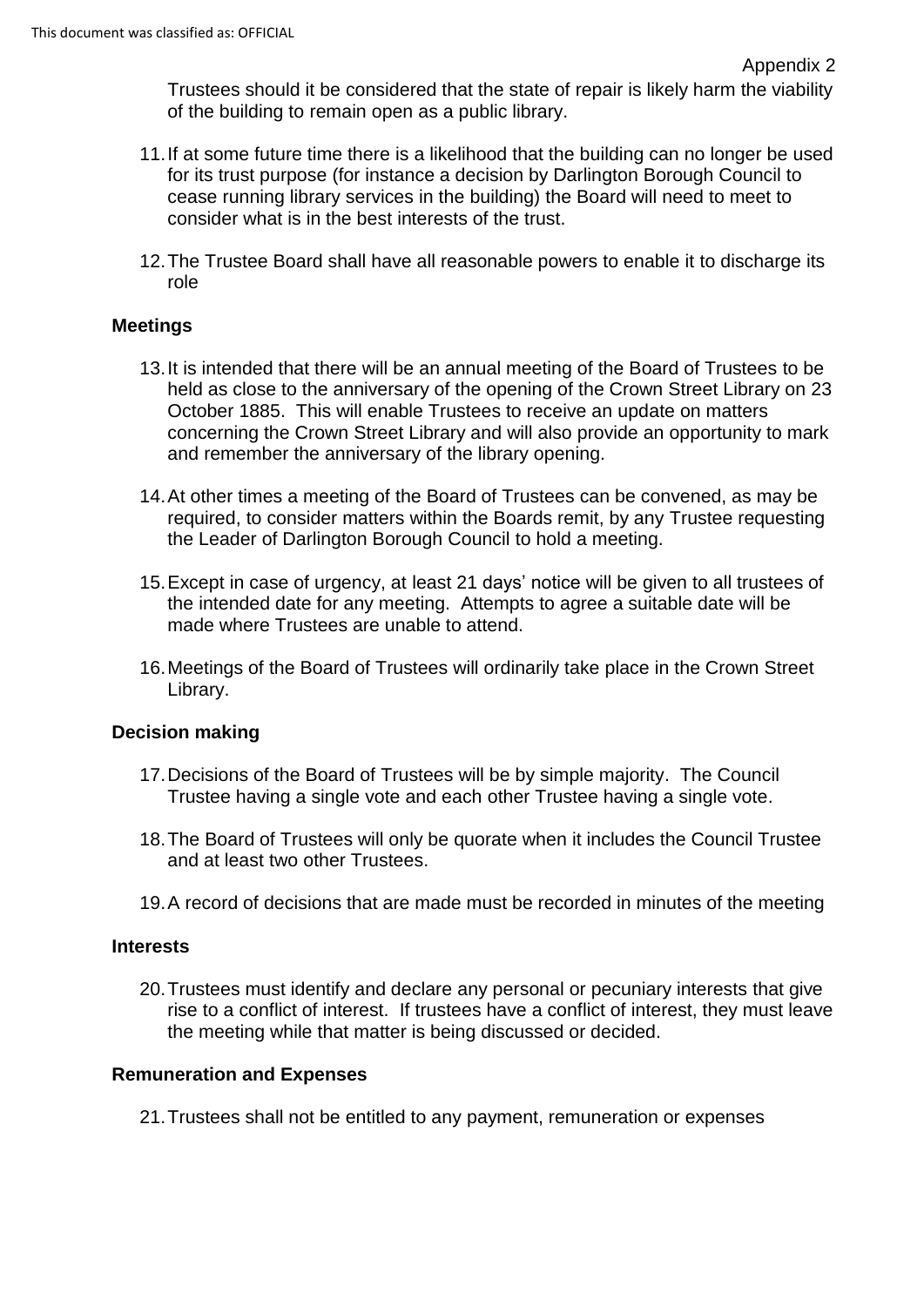Trustees should it be considered that the state of repair is likely harm the viability of the building to remain open as a public library.

11. If at some future time there is a likelihood that the building can no longer be used for its trust purpose (for instance a decision by Darlington Borough Council to cease running library services in the building) the Board will need to meet to consider what is in the best interests of the trust.

12. The Trustee Board shall have all reasonable powers to enable it to discharge its role

## Meetings

13. It is intended that there will be an annual meeting of the Board of Trustees to be held as close to the anniversary of the opening of the Crown Street Library on 23 October 1885. This will enable Trustees to receive an update on matters concerning the Crown Street Library and will also provide an opportunity to mark and remember the anniversary of the library opening.

14. At other times a meeting of the Board of Trustees can be convened, as may be required, to consider matters within the Boards remit, by any Trustee requesting the Leader of Darlington Borough Council to hold a meeting.

15. Except in case of urgency, at least 21 days' notice will be given to all trustees of the intended date for any meeting. Attempts to agree a suitable date will be made where Trustees are unable to attend.

16. Meetings of the Board of Trustees will ordinarily take place in the Crown Street Library.

## Decision making

17. Decisions of the Board of Trustees will be by simple majority. The Council Trustee having a single vote and each other Trustee having a single vote.

18. The Board of Trustees will only be quorate when it includes the Council Trustee and at least two other Trustees.

19. A record of decisions that are made must be recorded in minutes of the meeting

## Interests

20. Trustees must identify and declare any personal or pecuniary interests that give rise to a conflict of interest. If trustees have a conflict of interest, they must leave the meeting while that matter is being discussed or decided.

## Remuneration and Expenses

21. Trustees shall not be entitled to any payment, remuneration or expenses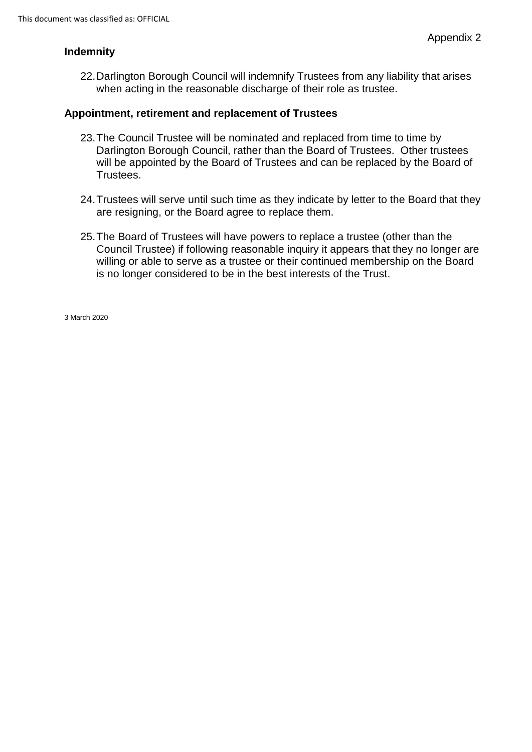Appendix 2

**Indemnity**

22. Darlington Borough Council will indemnify Trustees from any liability that arises when acting in the reasonable discharge of their role as trustee.

**Appointment, retirement and replacement of Trustees**

23. The Council Trustee will be nominated and replaced from time to time by Darlington Borough Council, rather than the Board of Trustees. Other trustees will be appointed by the Board of Trustees and can be replaced by the Board of Trustees.

24. Trustees will serve until such time as they indicate by letter to the Board that they are resigning, or the Board agree to replace them.

25. The Board of Trustees will have powers to replace a trustee (other than the Council Trustee) if following reasonable inquiry it appears that they no longer are willing or able to serve as a trustee or their continued membership on the Board is no longer considered to be in the best interests of the Trust.

3 March 2020